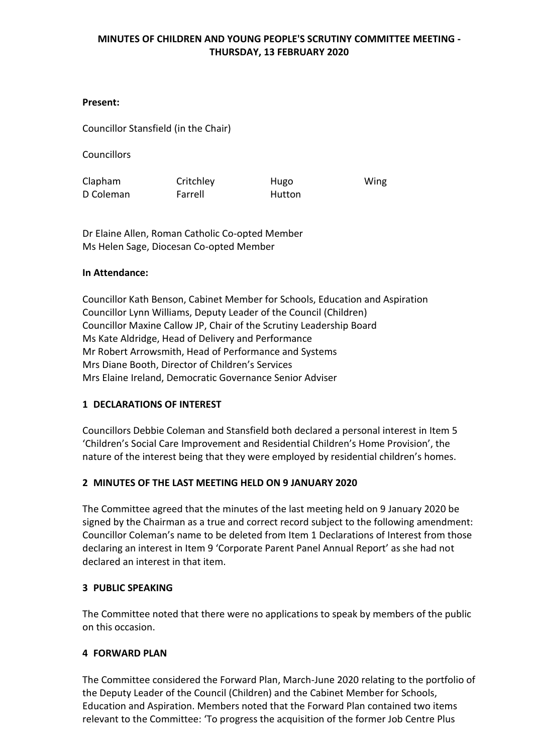# MINUTES OF CHILDREN AND YOUNG PEOPLE'S SCRUTINY COMMITTEE MEETING - THURSDAY, 13 FEBRUARY 2020

**Present:**

Councillor Stansfield (in the Chair)

Councillors

| | | | |
|---|---|---|---|
| Clapham | Critchley | Hugo | Wing |
| D Coleman | Farrell | Hutton | |

Dr Elaine Allen, Roman Catholic Co-opted Member
Ms Helen Sage, Diocesan Co-opted Member

**In Attendance:**

Councillor Kath Benson, Cabinet Member for Schools, Education and Aspiration
Councillor Lynn Williams, Deputy Leader of the Council (Children)
Councillor Maxine Callow JP, Chair of the Scrutiny Leadership Board
Ms Kate Aldridge, Head of Delivery and Performance
Mr Robert Arrowsmith, Head of Performance and Systems
Mrs Diane Booth, Director of Children's Services
Mrs Elaine Ireland, Democratic Governance Senior Adviser

## 1 DECLARATIONS OF INTEREST

Councillors Debbie Coleman and Stansfield both declared a personal interest in Item 5 'Children's Social Care Improvement and Residential Children's Home Provision', the nature of the interest being that they were employed by residential children's homes.

## 2 MINUTES OF THE LAST MEETING HELD ON 9 JANUARY 2020

The Committee agreed that the minutes of the last meeting held on 9 January 2020 be signed by the Chairman as a true and correct record subject to the following amendment: Councillor Coleman's name to be deleted from Item 1 Declarations of Interest from those declaring an interest in Item 9 'Corporate Parent Panel Annual Report' as she had not declared an interest in that item.

## 3 PUBLIC SPEAKING

The Committee noted that there were no applications to speak by members of the public on this occasion.

## 4 FORWARD PLAN

The Committee considered the Forward Plan, March-June 2020 relating to the portfolio of the Deputy Leader of the Council (Children) and the Cabinet Member for Schools, Education and Aspiration. Members noted that the Forward Plan contained two items relevant to the Committee: 'To progress the acquisition of the former Job Centre Plus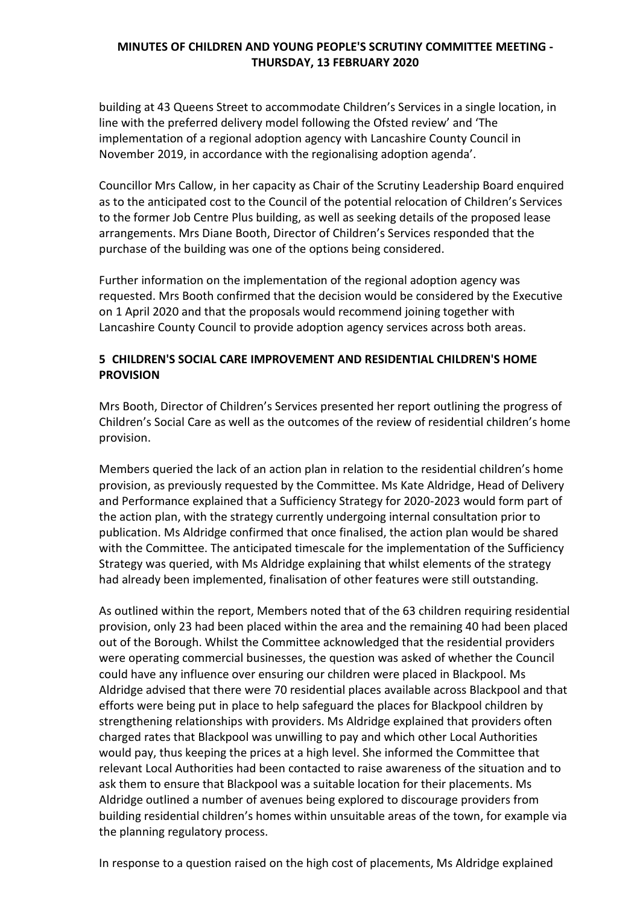building at 43 Queens Street to accommodate Children's Services in a single location, in line with the preferred delivery model following the Ofsted review' and 'The implementation of a regional adoption agency with Lancashire County Council in November 2019, in accordance with the regionalising adoption agenda'.

Councillor Mrs Callow, in her capacity as Chair of the Scrutiny Leadership Board enquired as to the anticipated cost to the Council of the potential relocation of Children's Services to the former Job Centre Plus building, as well as seeking details of the proposed lease arrangements. Mrs Diane Booth, Director of Children's Services responded that the purchase of the building was one of the options being considered.

Further information on the implementation of the regional adoption agency was requested. Mrs Booth confirmed that the decision would be considered by the Executive on 1 April 2020 and that the proposals would recommend joining together with Lancashire County Council to provide adoption agency services across both areas.

## 5 CHILDREN'S SOCIAL CARE IMPROVEMENT AND RESIDENTIAL CHILDREN'S HOME PROVISION

Mrs Booth, Director of Children's Services presented her report outlining the progress of Children's Social Care as well as the outcomes of the review of residential children's home provision.

Members queried the lack of an action plan in relation to the residential children's home provision, as previously requested by the Committee. Ms Kate Aldridge, Head of Delivery and Performance explained that a Sufficiency Strategy for 2020-2023 would form part of the action plan, with the strategy currently undergoing internal consultation prior to publication. Ms Aldridge confirmed that once finalised, the action plan would be shared with the Committee. The anticipated timescale for the implementation of the Sufficiency Strategy was queried, with Ms Aldridge explaining that whilst elements of the strategy had already been implemented, finalisation of other features were still outstanding.

As outlined within the report, Members noted that of the 63 children requiring residential provision, only 23 had been placed within the area and the remaining 40 had been placed out of the Borough. Whilst the Committee acknowledged that the residential providers were operating commercial businesses, the question was asked of whether the Council could have any influence over ensuring our children were placed in Blackpool. Ms Aldridge advised that there were 70 residential places available across Blackpool and that efforts were being put in place to help safeguard the places for Blackpool children by strengthening relationships with providers. Ms Aldridge explained that providers often charged rates that Blackpool was unwilling to pay and which other Local Authorities would pay, thus keeping the prices at a high level. She informed the Committee that relevant Local Authorities had been contacted to raise awareness of the situation and to ask them to ensure that Blackpool was a suitable location for their placements. Ms Aldridge outlined a number of avenues being explored to discourage providers from building residential children's homes within unsuitable areas of the town, for example via the planning regulatory process.

In response to a question raised on the high cost of placements, Ms Aldridge explained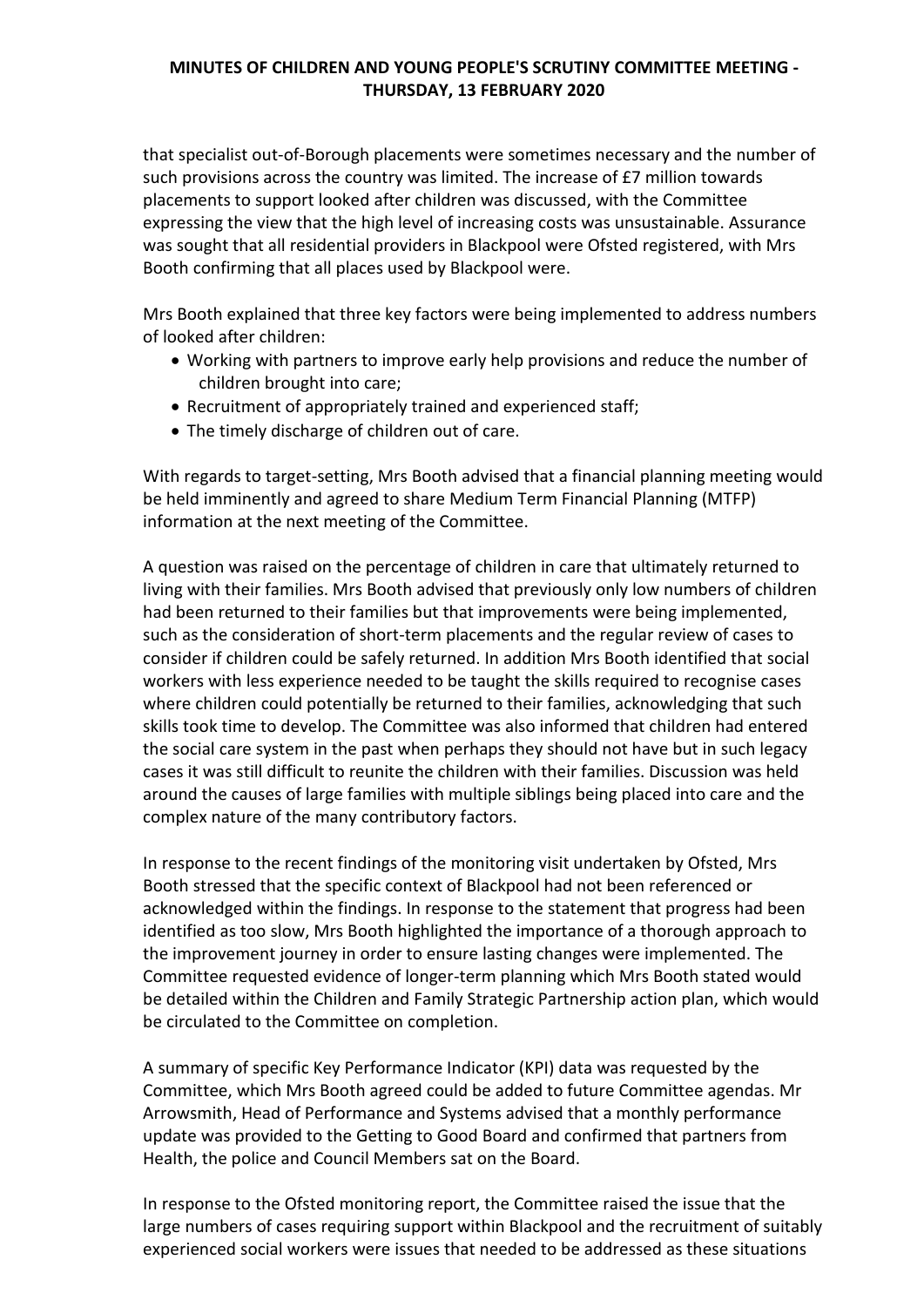that specialist out-of-Borough placements were sometimes necessary and the number of such provisions across the country was limited. The increase of £7 million towards placements to support looked after children was discussed, with the Committee expressing the view that the high level of increasing costs was unsustainable. Assurance was sought that all residential providers in Blackpool were Ofsted registered, with Mrs Booth confirming that all places used by Blackpool were.

Mrs Booth explained that three key factors were being implemented to address numbers of looked after children:

- Working with partners to improve early help provisions and reduce the number of children brought into care;
- Recruitment of appropriately trained and experienced staff;
- The timely discharge of children out of care.

With regards to target-setting, Mrs Booth advised that a financial planning meeting would be held imminently and agreed to share Medium Term Financial Planning (MTFP) information at the next meeting of the Committee.

A question was raised on the percentage of children in care that ultimately returned to living with their families. Mrs Booth advised that previously only low numbers of children had been returned to their families but that improvements were being implemented, such as the consideration of short-term placements and the regular review of cases to consider if children could be safely returned. In addition Mrs Booth identified that social workers with less experience needed to be taught the skills required to recognise cases where children could potentially be returned to their families, acknowledging that such skills took time to develop. The Committee was also informed that children had entered the social care system in the past when perhaps they should not have but in such legacy cases it was still difficult to reunite the children with their families. Discussion was held around the causes of large families with multiple siblings being placed into care and the complex nature of the many contributory factors.

In response to the recent findings of the monitoring visit undertaken by Ofsted, Mrs Booth stressed that the specific context of Blackpool had not been referenced or acknowledged within the findings. In response to the statement that progress had been identified as too slow, Mrs Booth highlighted the importance of a thorough approach to the improvement journey in order to ensure lasting changes were implemented. The Committee requested evidence of longer-term planning which Mrs Booth stated would be detailed within the Children and Family Strategic Partnership action plan, which would be circulated to the Committee on completion.

A summary of specific Key Performance Indicator (KPI) data was requested by the Committee, which Mrs Booth agreed could be added to future Committee agendas. Mr Arrowsmith, Head of Performance and Systems advised that a monthly performance update was provided to the Getting to Good Board and confirmed that partners from Health, the police and Council Members sat on the Board.

In response to the Ofsted monitoring report, the Committee raised the issue that the large numbers of cases requiring support within Blackpool and the recruitment of suitably experienced social workers were issues that needed to be addressed as these situations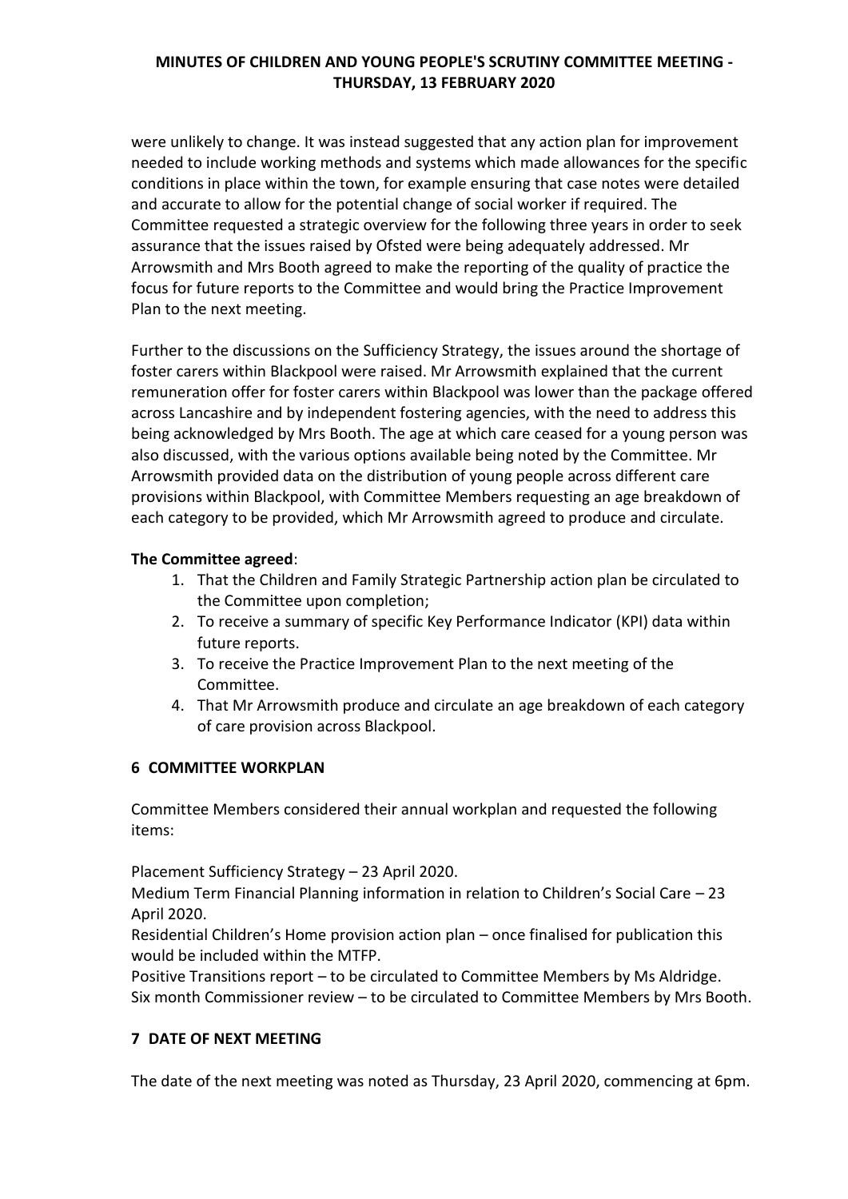were unlikely to change. It was instead suggested that any action plan for improvement needed to include working methods and systems which made allowances for the specific conditions in place within the town, for example ensuring that case notes were detailed and accurate to allow for the potential change of social worker if required. The Committee requested a strategic overview for the following three years in order to seek assurance that the issues raised by Ofsted were being adequately addressed. Mr Arrowsmith and Mrs Booth agreed to make the reporting of the quality of practice the focus for future reports to the Committee and would bring the Practice Improvement Plan to the next meeting.

Further to the discussions on the Sufficiency Strategy, the issues around the shortage of foster carers within Blackpool were raised. Mr Arrowsmith explained that the current remuneration offer for foster carers within Blackpool was lower than the package offered across Lancashire and by independent fostering agencies, with the need to address this being acknowledged by Mrs Booth. The age at which care ceased for a young person was also discussed, with the various options available being noted by the Committee. Mr Arrowsmith provided data on the distribution of young people across different care provisions within Blackpool, with Committee Members requesting an age breakdown of each category to be provided, which Mr Arrowsmith agreed to produce and circulate.

**The Committee agreed**:

1. That the Children and Family Strategic Partnership action plan be circulated to the Committee upon completion;
2. To receive a summary of specific Key Performance Indicator (KPI) data within future reports.
3. To receive the Practice Improvement Plan to the next meeting of the Committee.
4. That Mr Arrowsmith produce and circulate an age breakdown of each category of care provision across Blackpool.

## 6 COMMITTEE WORKPLAN

Committee Members considered their annual workplan and requested the following items:

Placement Sufficiency Strategy – 23 April 2020.
Medium Term Financial Planning information in relation to Children's Social Care – 23 April 2020.
Residential Children's Home provision action plan – once finalised for publication this would be included within the MTFP.
Positive Transitions report – to be circulated to Committee Members by Ms Aldridge.
Six month Commissioner review – to be circulated to Committee Members by Mrs Booth.

## 7 DATE OF NEXT MEETING

The date of the next meeting was noted as Thursday, 23 April 2020, commencing at 6pm.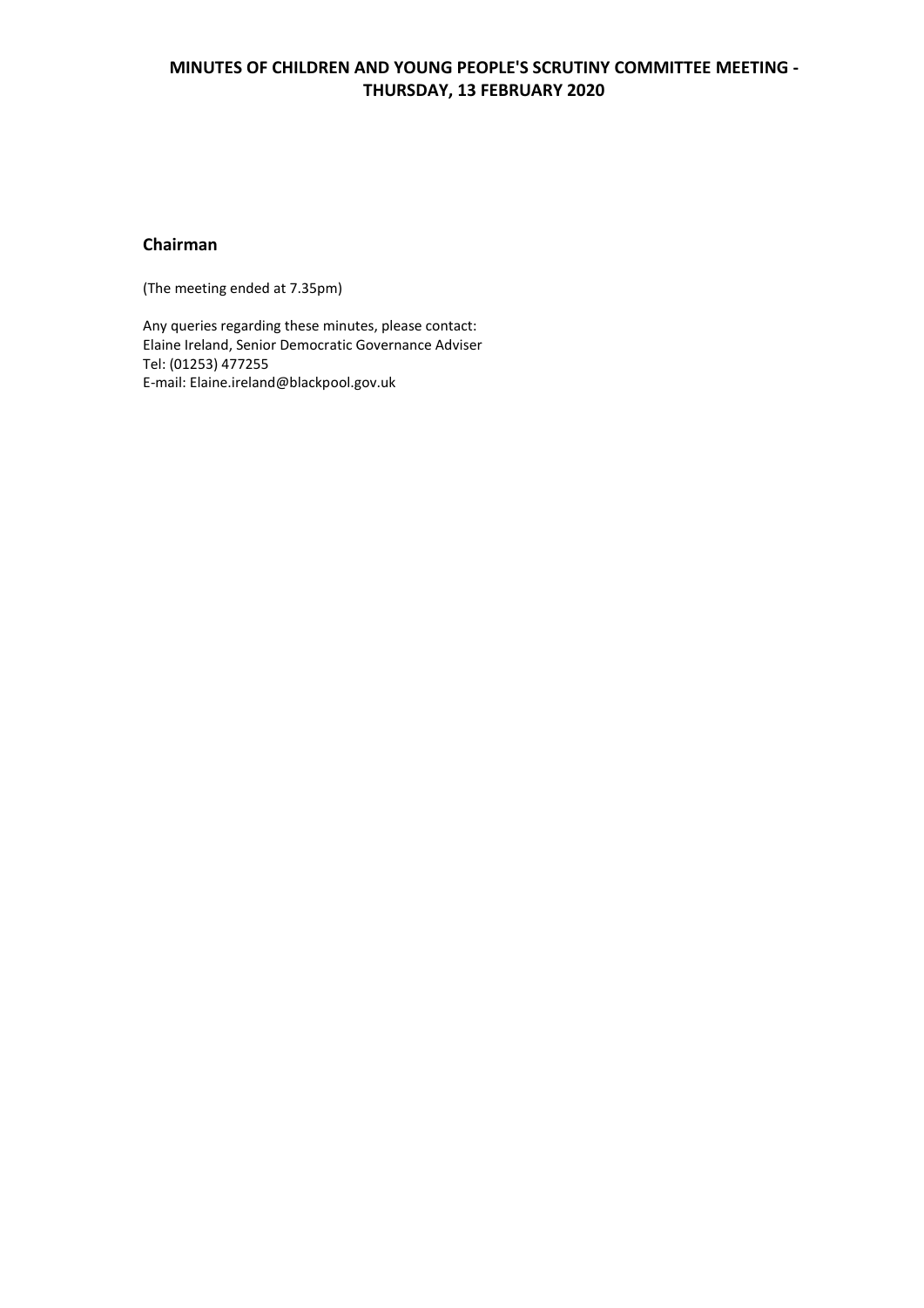**Chairman**

(The meeting ended at 7.35pm)

Any queries regarding these minutes, please contact:
Elaine Ireland, Senior Democratic Governance Adviser
Tel: (01253) 477255
E-mail: Elaine.ireland@blackpool.gov.uk